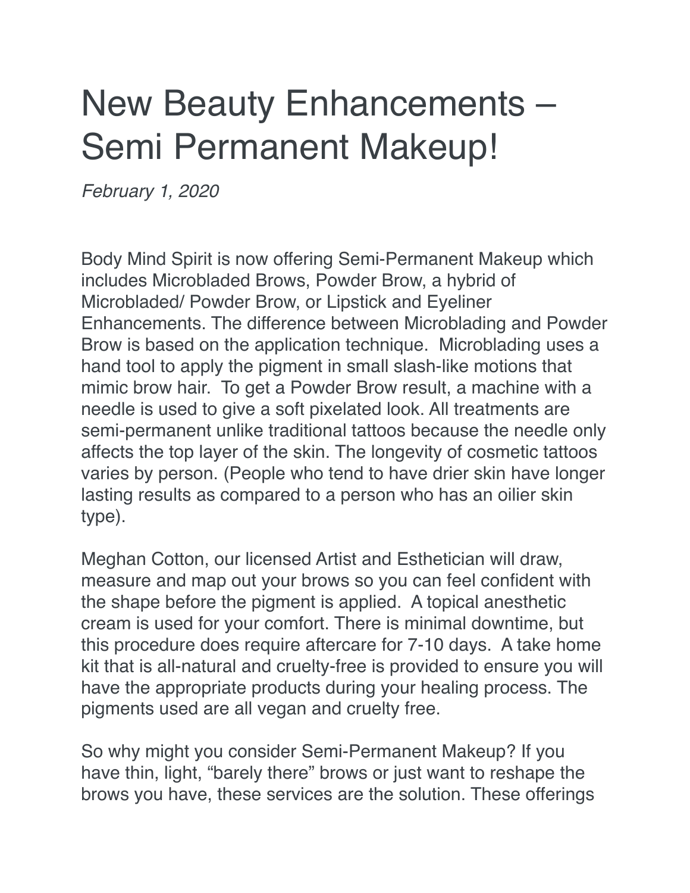# New Beauty Enhancements – Semi Permanent Makeup!

*February 1, 2020*

Body Mind Spirit is now offering Semi-Permanent Makeup which includes Microbladed Brows, Powder Brow, a hybrid of Microbladed/ Powder Brow, or Lipstick and Eyeliner Enhancements. The difference between Microblading and Powder Brow is based on the application technique. Microblading uses a hand tool to apply the pigment in small slash-like motions that mimic brow hair. To get a Powder Brow result, a machine with a needle is used to give a soft pixelated look. All treatments are semi-permanent unlike traditional tattoos because the needle only affects the top layer of the skin. The longevity of cosmetic tattoos varies by person. (People who tend to have drier skin have longer lasting results as compared to a person who has an oilier skin type).

Meghan Cotton, our licensed Artist and Esthetician will draw, measure and map out your brows so you can feel confident with the shape before the pigment is applied. A topical anesthetic cream is used for your comfort. There is minimal downtime, but this procedure does require aftercare for 7-10 days. A take home kit that is all-natural and cruelty-free is provided to ensure you will have the appropriate products during your healing process. The pigments used are all vegan and cruelty free.

So why might you consider Semi-Permanent Makeup? If you have thin, light, "barely there" brows or just want to reshape the brows you have, these services are the solution. These offerings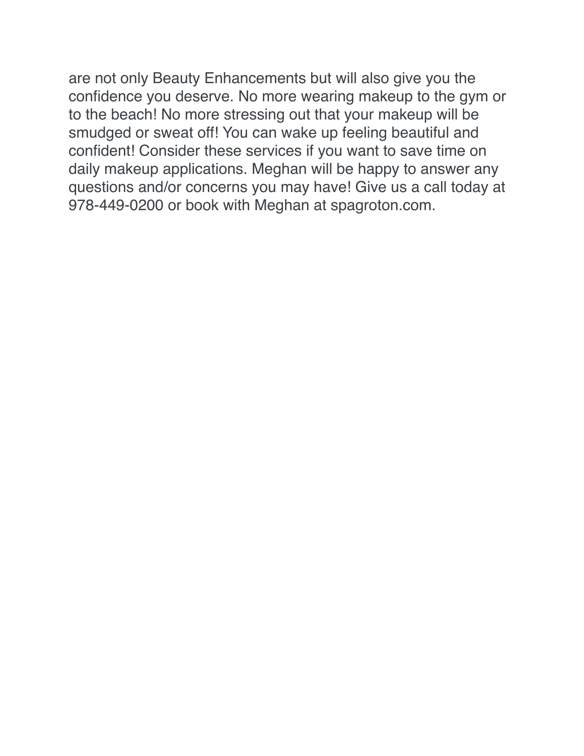are not only Beauty Enhancements but will also give you the confidence you deserve. No more wearing makeup to the gym or to the beach! No more stressing out that your makeup will be smudged or sweat off! You can wake up feeling beautiful and confident! Consider these services if you want to save time on daily makeup applications. Meghan will be happy to answer any questions and/or concerns you may have! Give us a call today at 978-449-0200 or book with Meghan at spagroton.com.